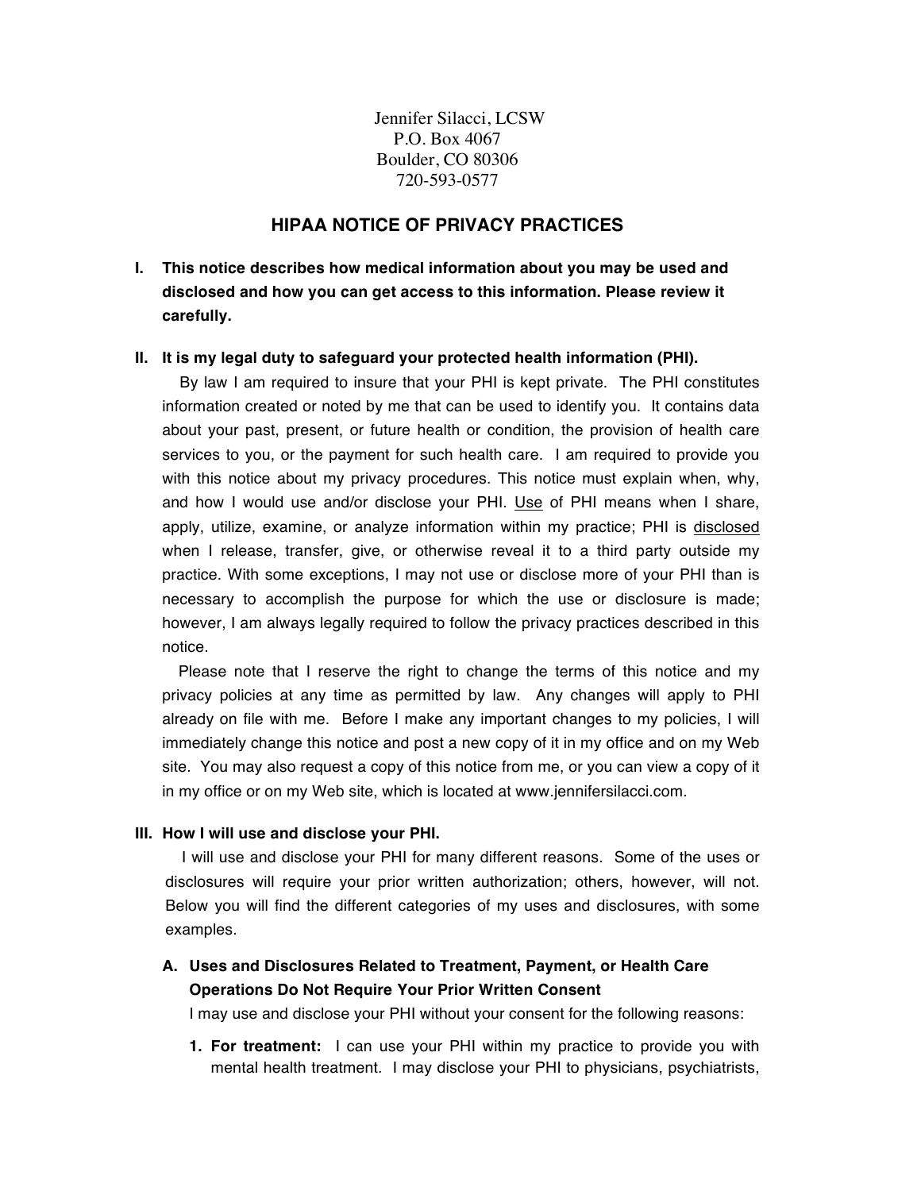Jennifer Silacci, LCSW
P.O. Box 4067
Boulder, CO 80306
720-593-0577

# HIPAA NOTICE OF PRIVACY PRACTICES

**I. This notice describes how medical information about you may be used and disclosed and how you can get access to this information. Please review it carefully.**

**II. It is my legal duty to safeguard your protected health information (PHI).**

By law I am required to insure that your PHI is kept private. The PHI constitutes information created or noted by me that can be used to identify you. It contains data about your past, present, or future health or condition, the provision of health care services to you, or the payment for such health care. I am required to provide you with this notice about my privacy procedures. This notice must explain when, why, and how I would use and/or disclose your PHI. Use of PHI means when I share, apply, utilize, examine, or analyze information within my practice; PHI is disclosed when I release, transfer, give, or otherwise reveal it to a third party outside my practice. With some exceptions, I may not use or disclose more of your PHI than is necessary to accomplish the purpose for which the use or disclosure is made; however, I am always legally required to follow the privacy practices described in this notice.

Please note that I reserve the right to change the terms of this notice and my privacy policies at any time as permitted by law. Any changes will apply to PHI already on file with me. Before I make any important changes to my policies, I will immediately change this notice and post a new copy of it in my office and on my Web site. You may also request a copy of this notice from me, or you can view a copy of it in my office or on my Web site, which is located at www.jennifersilacci.com.

**III. How I will use and disclose your PHI.**

I will use and disclose your PHI for many different reasons. Some of the uses or disclosures will require your prior written authorization; others, however, will not. Below you will find the different categories of my uses and disclosures, with some examples.

**A. Uses and Disclosures Related to Treatment, Payment, or Health Care Operations Do Not Require Your Prior Written Consent**

I may use and disclose your PHI without your consent for the following reasons:

1. **For treatment:** I can use your PHI within my practice to provide you with mental health treatment. I may disclose your PHI to physicians, psychiatrists,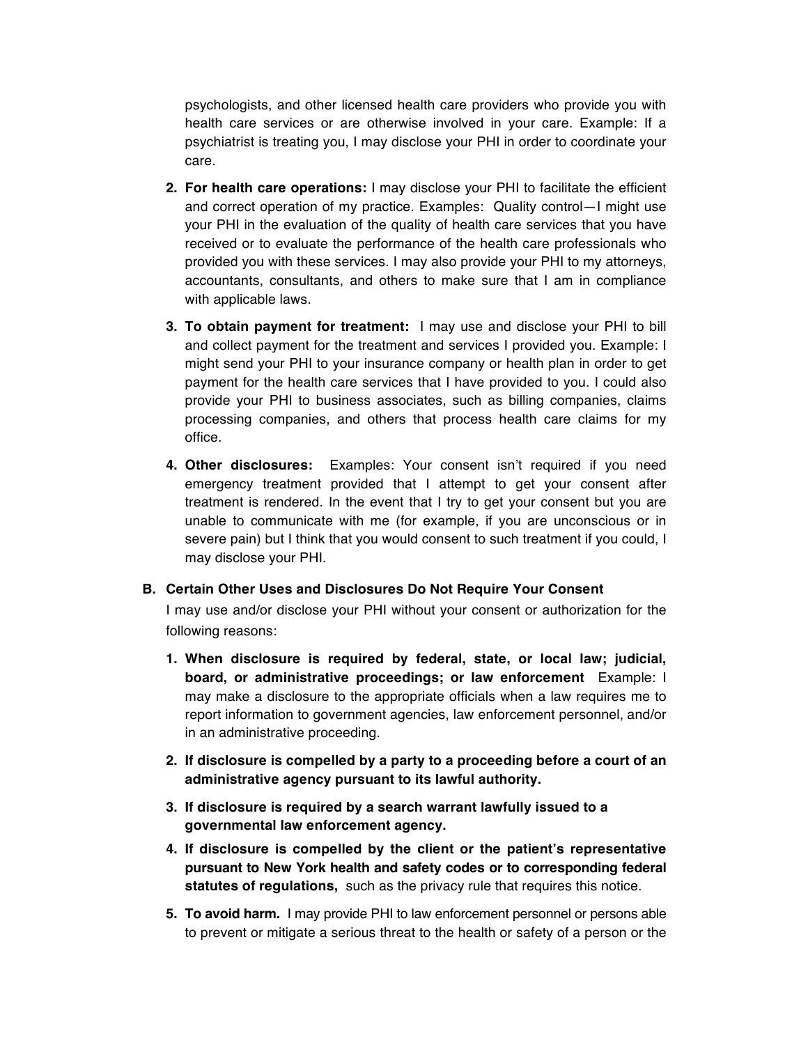psychologists, and other licensed health care providers who provide you with health care services or are otherwise involved in your care. Example: If a psychiatrist is treating you, I may disclose your PHI in order to coordinate your care.

2. **For health care operations:** I may disclose your PHI to facilitate the efficient and correct operation of my practice. Examples: Quality control—I might use your PHI in the evaluation of the quality of health care services that you have received or to evaluate the performance of the health care professionals who provided you with these services. I may also provide your PHI to my attorneys, accountants, consultants, and others to make sure that I am in compliance with applicable laws.

3. **To obtain payment for treatment:** I may use and disclose your PHI to bill and collect payment for the treatment and services I provided you. Example: I might send your PHI to your insurance company or health plan in order to get payment for the health care services that I have provided to you. I could also provide your PHI to business associates, such as billing companies, claims processing companies, and others that process health care claims for my office.

4. **Other disclosures:** Examples: Your consent isn't required if you need emergency treatment provided that I attempt to get your consent after treatment is rendered. In the event that I try to get your consent but you are unable to communicate with me (for example, if you are unconscious or in severe pain) but I think that you would consent to such treatment if you could, I may disclose your PHI.

**B. Certain Other Uses and Disclosures Do Not Require Your Consent**

I may use and/or disclose your PHI without your consent or authorization for the following reasons:

1. **When disclosure is required by federal, state, or local law; judicial, board, or administrative proceedings; or law enforcement** Example: I may make a disclosure to the appropriate officials when a law requires me to report information to government agencies, law enforcement personnel, and/or in an administrative proceeding.

2. **If disclosure is compelled by a party to a proceeding before a court of an administrative agency pursuant to its lawful authority.**

3. **If disclosure is required by a search warrant lawfully issued to a governmental law enforcement agency.**

4. **If disclosure is compelled by the client or the patient's representative pursuant to New York health and safety codes or to corresponding federal statutes of regulations,** such as the privacy rule that requires this notice.

5. **To avoid harm.** I may provide PHI to law enforcement personnel or persons able to prevent or mitigate a serious threat to the health or safety of a person or the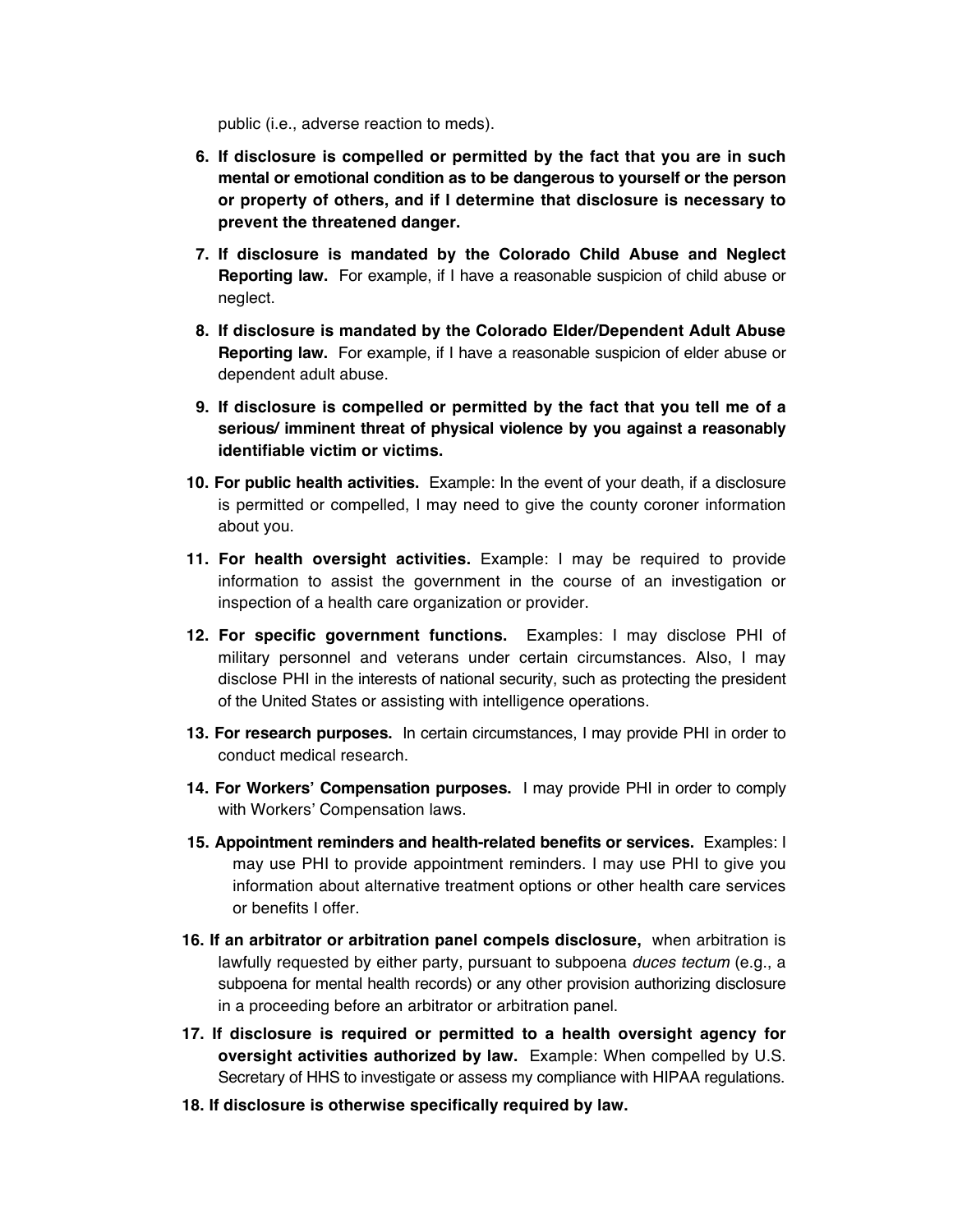public (i.e., adverse reaction to meds).

6. **If disclosure is compelled or permitted by the fact that you are in such mental or emotional condition as to be dangerous to yourself or the person or property of others, and if I determine that disclosure is necessary to prevent the threatened danger.**
7. **If disclosure is mandated by the Colorado Child Abuse and Neglect Reporting law.** For example, if I have a reasonable suspicion of child abuse or neglect.
8. **If disclosure is mandated by the Colorado Elder/Dependent Adult Abuse Reporting law.** For example, if I have a reasonable suspicion of elder abuse or dependent adult abuse.
9. **If disclosure is compelled or permitted by the fact that you tell me of a serious/ imminent threat of physical violence by you against a reasonably identifiable victim or victims.**
10. **For public health activities.** Example: In the event of your death, if a disclosure is permitted or compelled, I may need to give the county coroner information about you.
11. **For health oversight activities.** Example: I may be required to provide information to assist the government in the course of an investigation or inspection of a health care organization or provider.
12. **For specific government functions.** Examples: I may disclose PHI of military personnel and veterans under certain circumstances. Also, I may disclose PHI in the interests of national security, such as protecting the president of the United States or assisting with intelligence operations.
13. **For research purposes.** In certain circumstances, I may provide PHI in order to conduct medical research.
14. **For Workers' Compensation purposes.** I may provide PHI in order to comply with Workers' Compensation laws.
15. **Appointment reminders and health-related benefits or services.** Examples: I may use PHI to provide appointment reminders. I may use PHI to give you information about alternative treatment options or other health care services or benefits I offer.
16. **If an arbitrator or arbitration panel compels disclosure,** when arbitration is lawfully requested by either party, pursuant to subpoena *duces tectum* (e.g., a subpoena for mental health records) or any other provision authorizing disclosure in a proceeding before an arbitrator or arbitration panel.
17. **If disclosure is required or permitted to a health oversight agency for oversight activities authorized by law.** Example: When compelled by U.S. Secretary of HHS to investigate or assess my compliance with HIPAA regulations.
18. **If disclosure is otherwise specifically required by law.**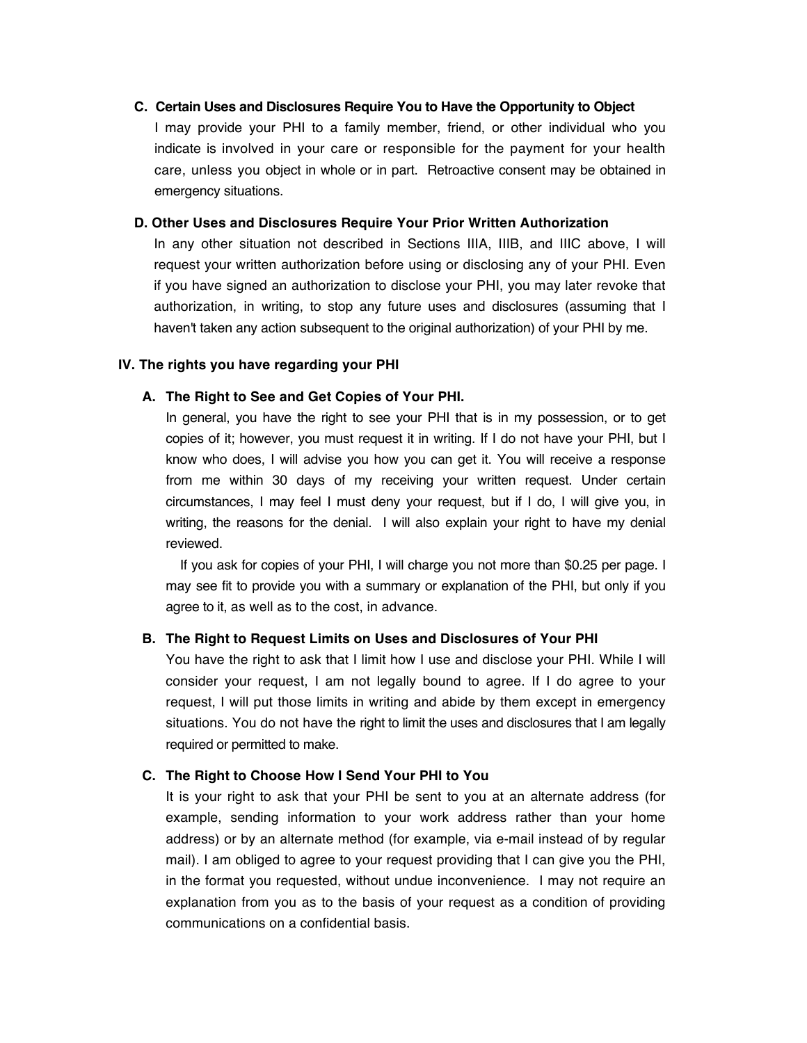### C. Certain Uses and Disclosures Require You to Have the Opportunity to Object

I may provide your PHI to a family member, friend, or other individual who you indicate is involved in your care or responsible for the payment for your health care, unless you object in whole or in part. Retroactive consent may be obtained in emergency situations.

### D. Other Uses and Disclosures Require Your Prior Written Authorization

In any other situation not described in Sections IIIA, IIIB, and IIIC above, I will request your written authorization before using or disclosing any of your PHI. Even if you have signed an authorization to disclose your PHI, you may later revoke that authorization, in writing, to stop any future uses and disclosures (assuming that I haven't taken any action subsequent to the original authorization) of your PHI by me.

## IV. The rights you have regarding your PHI

### A. The Right to See and Get Copies of Your PHI.

In general, you have the right to see your PHI that is in my possession, or to get copies of it; however, you must request it in writing. If I do not have your PHI, but I know who does, I will advise you how you can get it. You will receive a response from me within 30 days of my receiving your written request. Under certain circumstances, I may feel I must deny your request, but if I do, I will give you, in writing, the reasons for the denial. I will also explain your right to have my denial reviewed.

If you ask for copies of your PHI, I will charge you not more than $0.25 per page. I may see fit to provide you with a summary or explanation of the PHI, but only if you agree to it, as well as to the cost, in advance.

### B. The Right to Request Limits on Uses and Disclosures of Your PHI

You have the right to ask that I limit how I use and disclose your PHI. While I will consider your request, I am not legally bound to agree. If I do agree to your request, I will put those limits in writing and abide by them except in emergency situations. You do not have the right to limit the uses and disclosures that I am legally required or permitted to make.

### C. The Right to Choose How I Send Your PHI to You

It is your right to ask that your PHI be sent to you at an alternate address (for example, sending information to your work address rather than your home address) or by an alternate method (for example, via e-mail instead of by regular mail). I am obliged to agree to your request providing that I can give you the PHI, in the format you requested, without undue inconvenience. I may not require an explanation from you as to the basis of your request as a condition of providing communications on a confidential basis.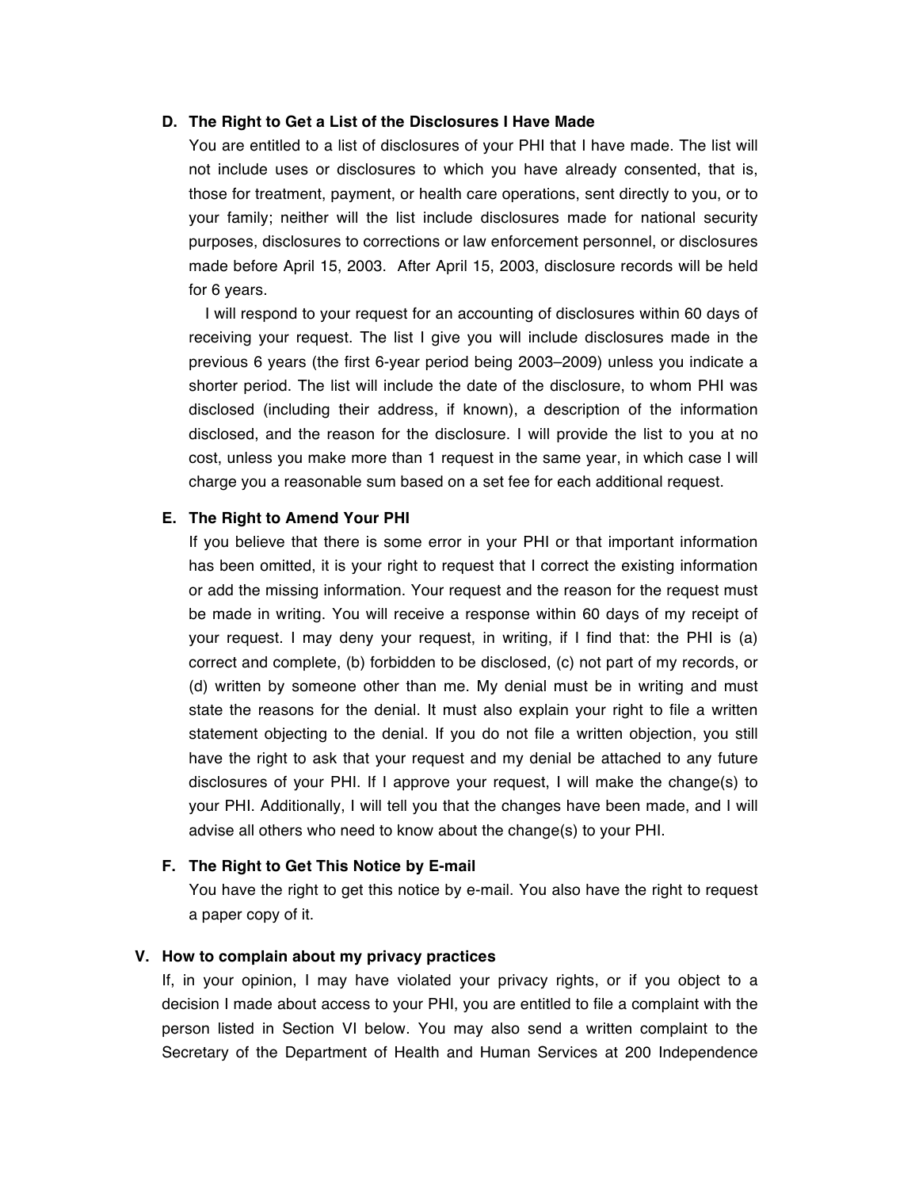### D. The Right to Get a List of the Disclosures I Have Made

You are entitled to a list of disclosures of your PHI that I have made. The list will not include uses or disclosures to which you have already consented, that is, those for treatment, payment, or health care operations, sent directly to you, or to your family; neither will the list include disclosures made for national security purposes, disclosures to corrections or law enforcement personnel, or disclosures made before April 15, 2003. After April 15, 2003, disclosure records will be held for 6 years.

I will respond to your request for an accounting of disclosures within 60 days of receiving your request. The list I give you will include disclosures made in the previous 6 years (the first 6-year period being 2003–2009) unless you indicate a shorter period. The list will include the date of the disclosure, to whom PHI was disclosed (including their address, if known), a description of the information disclosed, and the reason for the disclosure. I will provide the list to you at no cost, unless you make more than 1 request in the same year, in which case I will charge you a reasonable sum based on a set fee for each additional request.

### E. The Right to Amend Your PHI

If you believe that there is some error in your PHI or that important information has been omitted, it is your right to request that I correct the existing information or add the missing information. Your request and the reason for the request must be made in writing. You will receive a response within 60 days of my receipt of your request. I may deny your request, in writing, if I find that: the PHI is (a) correct and complete, (b) forbidden to be disclosed, (c) not part of my records, or (d) written by someone other than me. My denial must be in writing and must state the reasons for the denial. It must also explain your right to file a written statement objecting to the denial. If you do not file a written objection, you still have the right to ask that your request and my denial be attached to any future disclosures of your PHI. If I approve your request, I will make the change(s) to your PHI. Additionally, I will tell you that the changes have been made, and I will advise all others who need to know about the change(s) to your PHI.

### F. The Right to Get This Notice by E-mail

You have the right to get this notice by e-mail. You also have the right to request a paper copy of it.

## V. How to complain about my privacy practices

If, in your opinion, I may have violated your privacy rights, or if you object to a decision I made about access to your PHI, you are entitled to file a complaint with the person listed in Section VI below. You may also send a written complaint to the Secretary of the Department of Health and Human Services at 200 Independence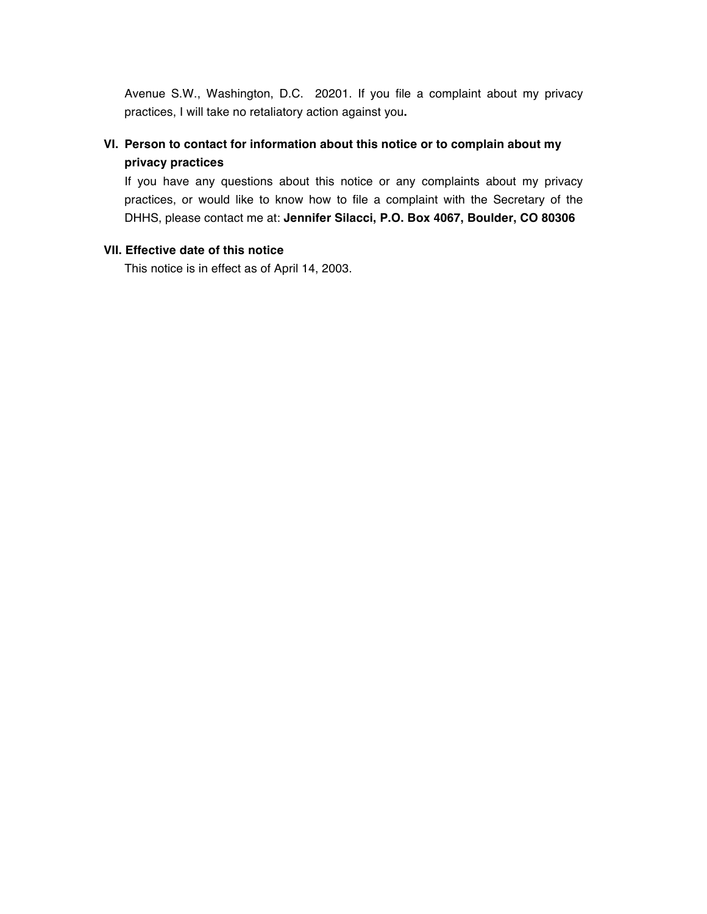Avenue S.W., Washington, D.C. 20201. If you file a complaint about my privacy practices, I will take no retaliatory action against you**.**

**VI. Person to contact for information about this notice or to complain about my privacy practices**

If you have any questions about this notice or any complaints about my privacy practices, or would like to know how to file a complaint with the Secretary of the DHHS, please contact me at: **Jennifer Silacci, P.O. Box 4067, Boulder, CO 80306**

**VII. Effective date of this notice**

This notice is in effect as of April 14, 2003.